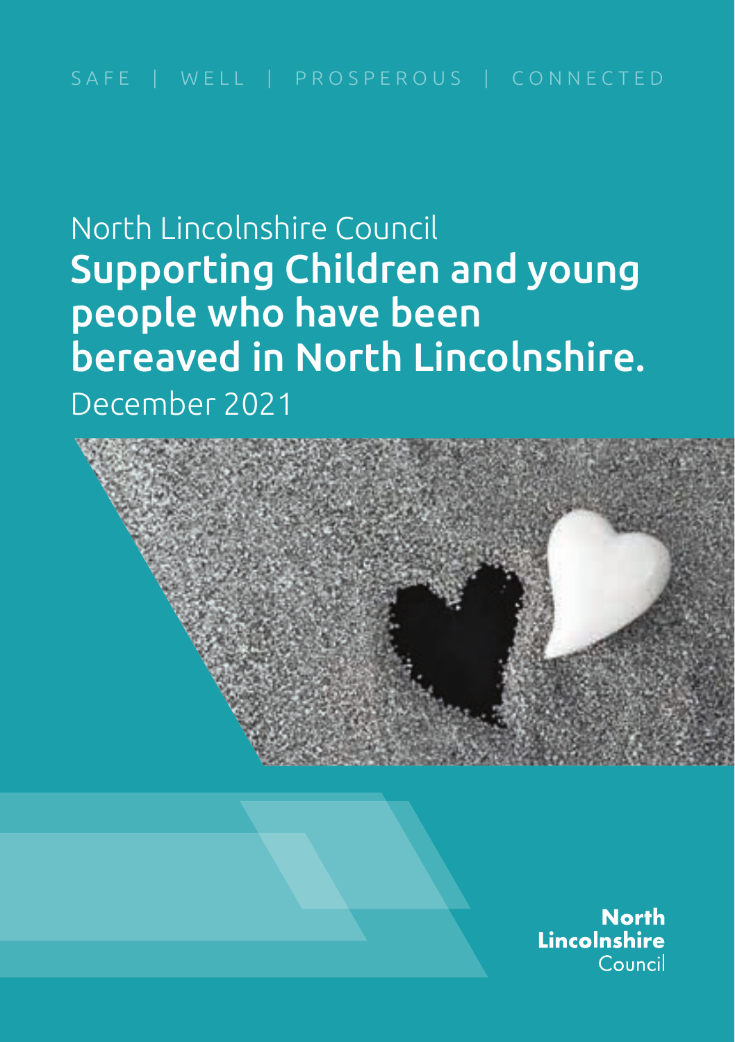SAFE | WELL | PROSPEROUS | CONNECTED

North Lincolnshire Council

# Supporting Children and young people who have been bereaved in North Lincolnshire.

December 2021

North Lincolnshire Council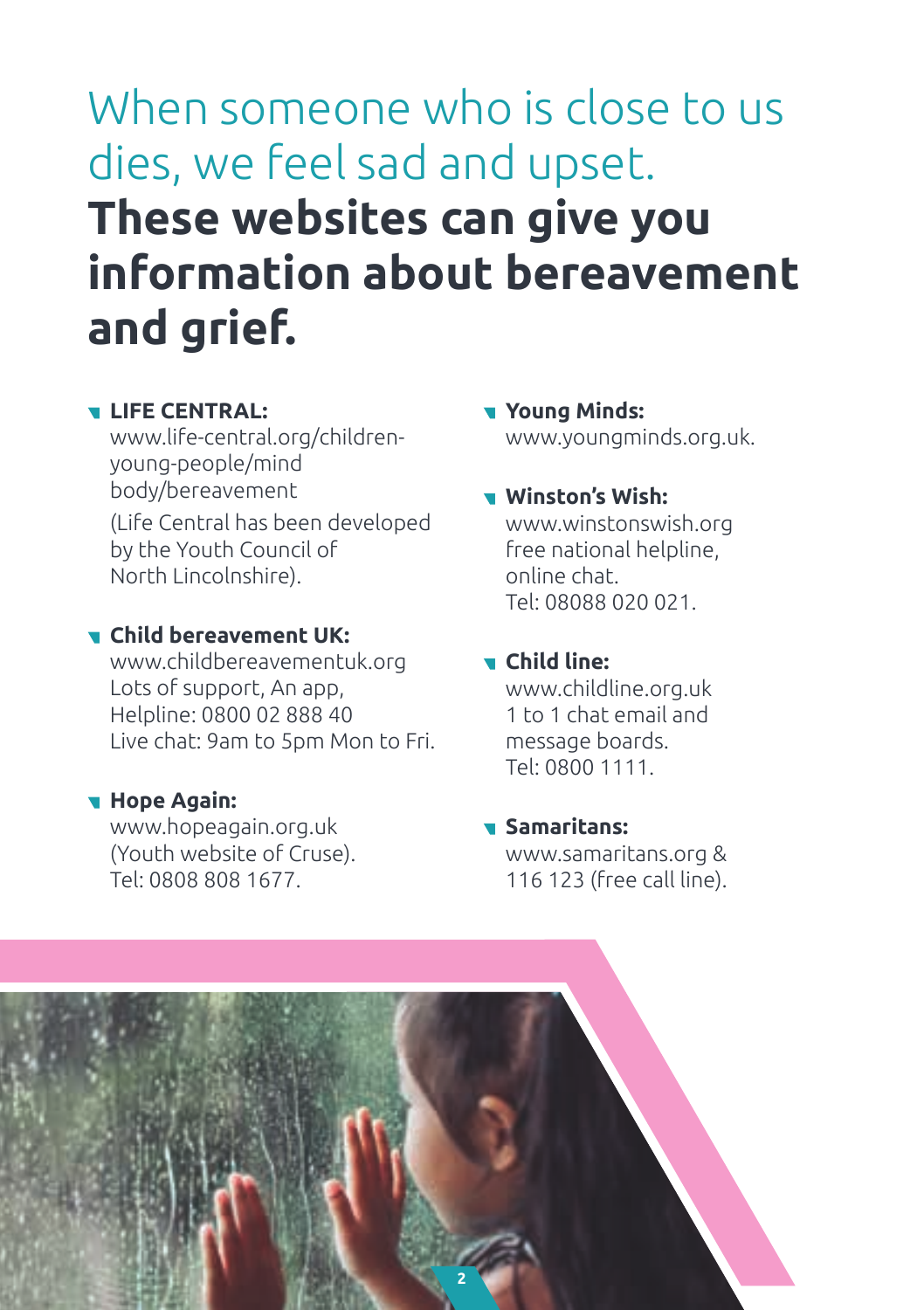# When someone who is close to us dies, we feel sad and upset. **These websites can give you information about bereavement and grief.**

- **LIFE CENTRAL:**
  www.life-central.org/children-young-people/mind body/bereavement

  (Life Central has been developed by the Youth Council of North Lincolnshire).

- **Child bereavement UK:**
  www.childbereavementuk.org
  Lots of support, An app,
  Helpline: 0800 02 888 40
  Live chat: 9am to 5pm Mon to Fri.

- **Hope Again:**
  www.hopeagain.org.uk
  (Youth website of Cruse).
  Tel: 0808 808 1677.

- **Young Minds:**
  www.youngminds.org.uk.

- **Winston's Wish:**
  www.winstonswish.org
  free national helpline, online chat.
  Tel: 08088 020 021.

- **Child line:**
  www.childline.org.uk
  1 to 1 chat email and message boards.
  Tel: 0800 1111.

- **Samaritans:**
  www.samaritans.org &
  116 123 (free call line).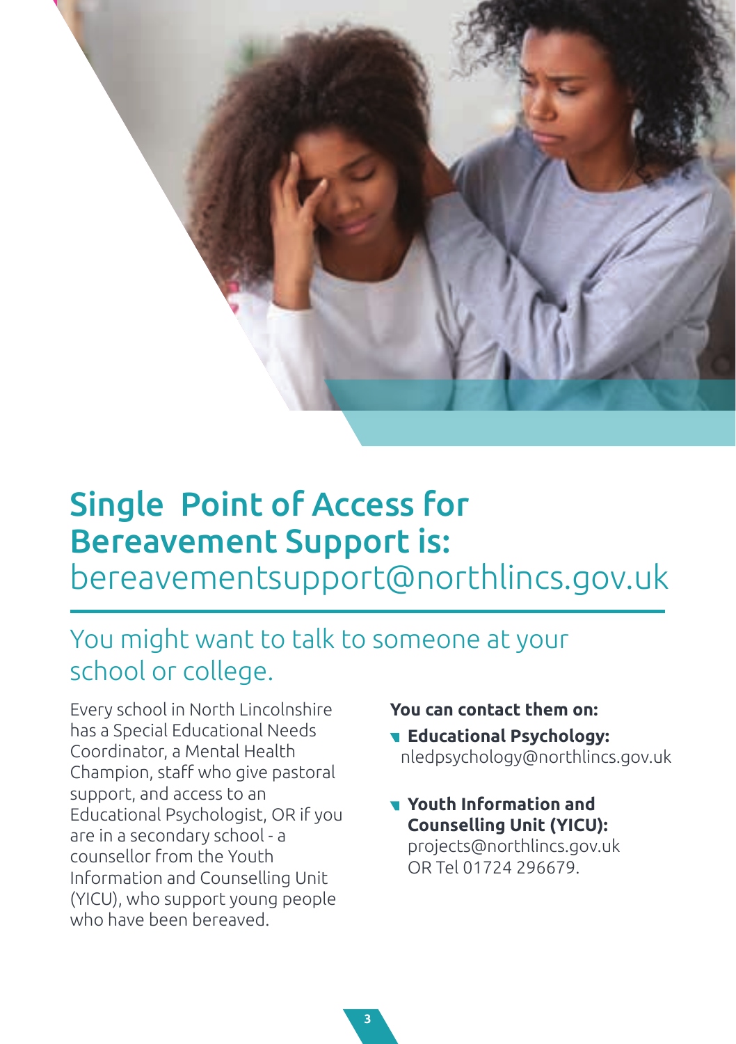# Single Point of Access for Bereavement Support is:

bereavementsupport@northlincs.gov.uk

## You might want to talk to someone at your school or college.

Every school in North Lincolnshire has a Special Educational Needs Coordinator, a Mental Health Champion, staff who give pastoral support, and access to an Educational Psychologist, OR if you are in a secondary school - a counsellor from the Youth Information and Counselling Unit (YICU), who support young people who have been bereaved.

**You can contact them on:**

- **Educational Psychology:** nledpsychology@northlincs.gov.uk
- **Youth Information and Counselling Unit (YICU):** projects@northlincs.gov.uk OR Tel 01724 296679.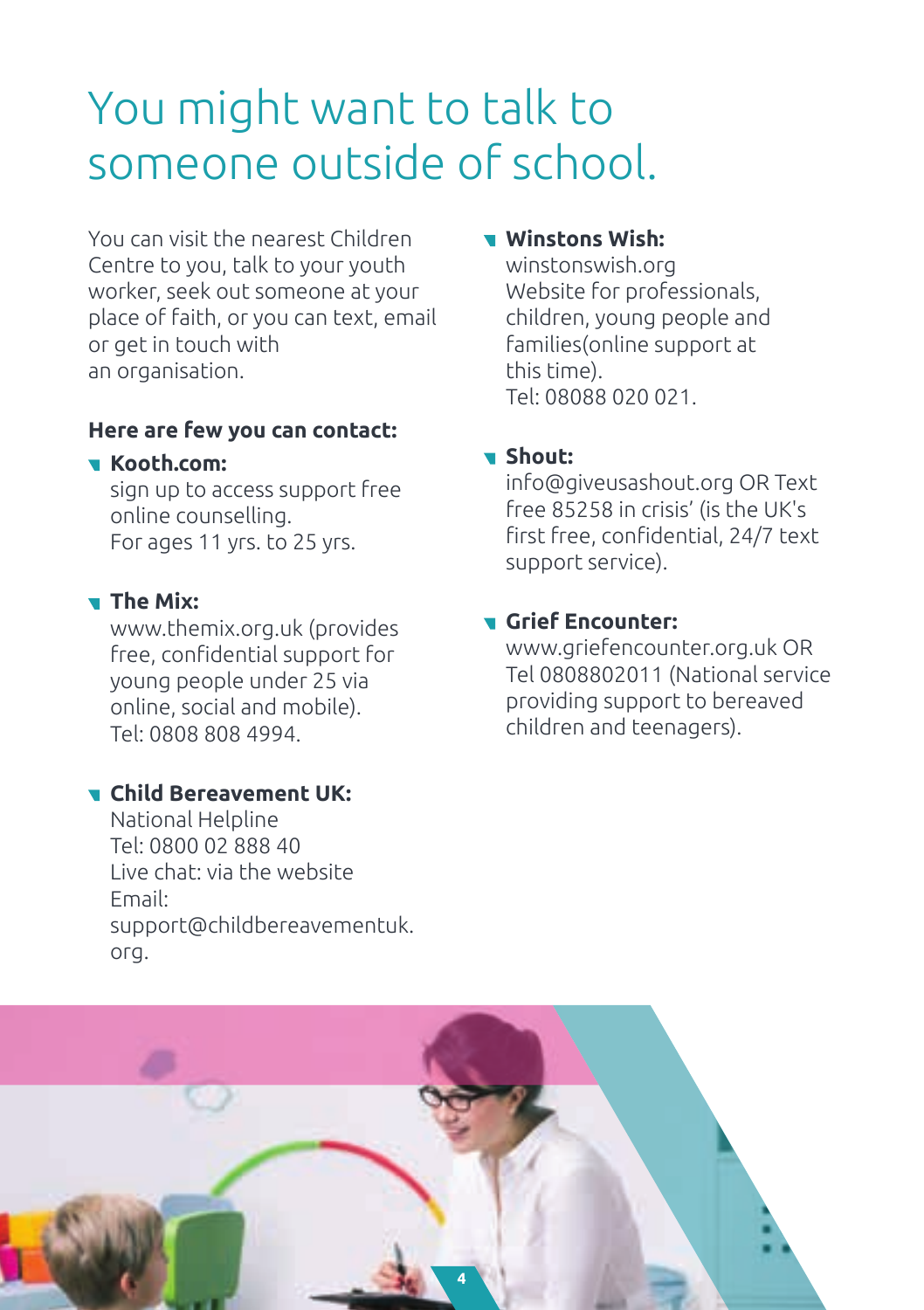# You might want to talk to someone outside of school.

You can visit the nearest Children Centre to you, talk to your youth worker, seek out someone at your place of faith, or you can text, email or get in touch with an organisation.

**Here are few you can contact:**

- **Kooth.com:**
  sign up to access support free online counselling.
  For ages 11 yrs. to 25 yrs.

- **The Mix:**
  www.themix.org.uk (provides free, confidential support for young people under 25 via online, social and mobile).
  Tel: 0808 808 4994.

- **Child Bereavement UK:**
  National Helpline
  Tel: 0800 02 888 40
  Live chat: via the website
  Email:
  support@childbereavementuk.org.

- **Winstons Wish:**
  winstonswish.org
  Website for professionals, children, young people and families(online support at this time).
  Tel: 08088 020 021.

- **Shout:**
  info@giveusashout.org OR Text free 85258 in crisis' (is the UK's first free, confidential, 24/7 text support service).

- **Grief Encounter:**
  www.griefencounter.org.uk OR Tel 0808802011 (National service providing support to bereaved children and teenagers).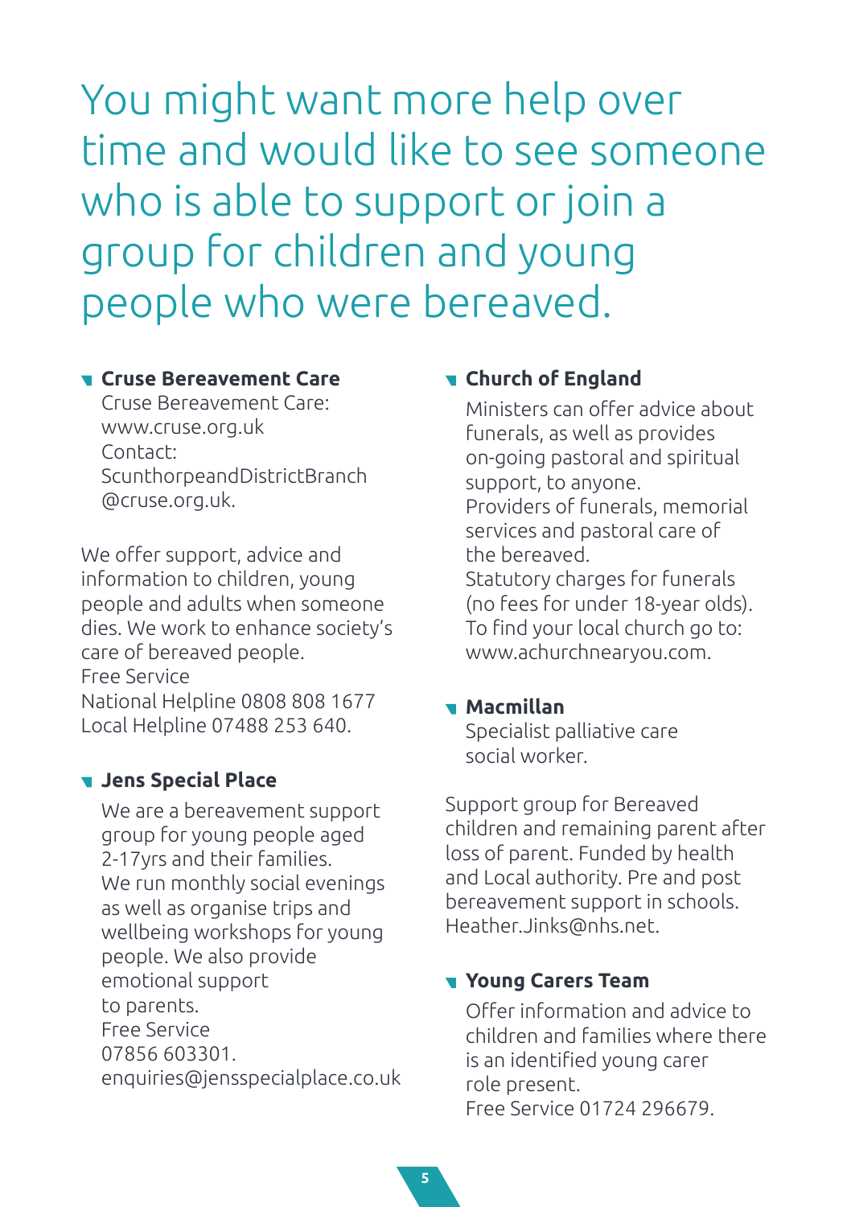# You might want more help over time and would like to see someone who is able to support or join a group for children and young people who were bereaved.

### Cruse Bereavement Care

Cruse Bereavement Care: www.cruse.org.uk
Contact: ScunthorpeandDistrictBranch@cruse.org.uk.

We offer support, advice and information to children, young people and adults when someone dies. We work to enhance society's care of bereaved people.
Free Service
National Helpline 0808 808 1677
Local Helpline 07488 253 640.

### Jens Special Place

We are a bereavement support group for young people aged 2-17yrs and their families.
We run monthly social evenings as well as organise trips and wellbeing workshops for young people. We also provide emotional support to parents.
Free Service
07856 603301.
enquiries@jensspecialplace.co.uk

### Church of England

Ministers can offer advice about funerals, as well as provides on-going pastoral and spiritual support, to anyone.
Providers of funerals, memorial services and pastoral care of the bereaved.
Statutory charges for funerals (no fees for under 18-year olds).
To find your local church go to: www.achurchnearyou.com.

### Macmillan

Specialist palliative care social worker.

Support group for Bereaved children and remaining parent after loss of parent. Funded by health and Local authority. Pre and post bereavement support in schools.
Heather.Jinks@nhs.net.

### Young Carers Team

Offer information and advice to children and families where there is an identified young carer role present.
Free Service 01724 296679.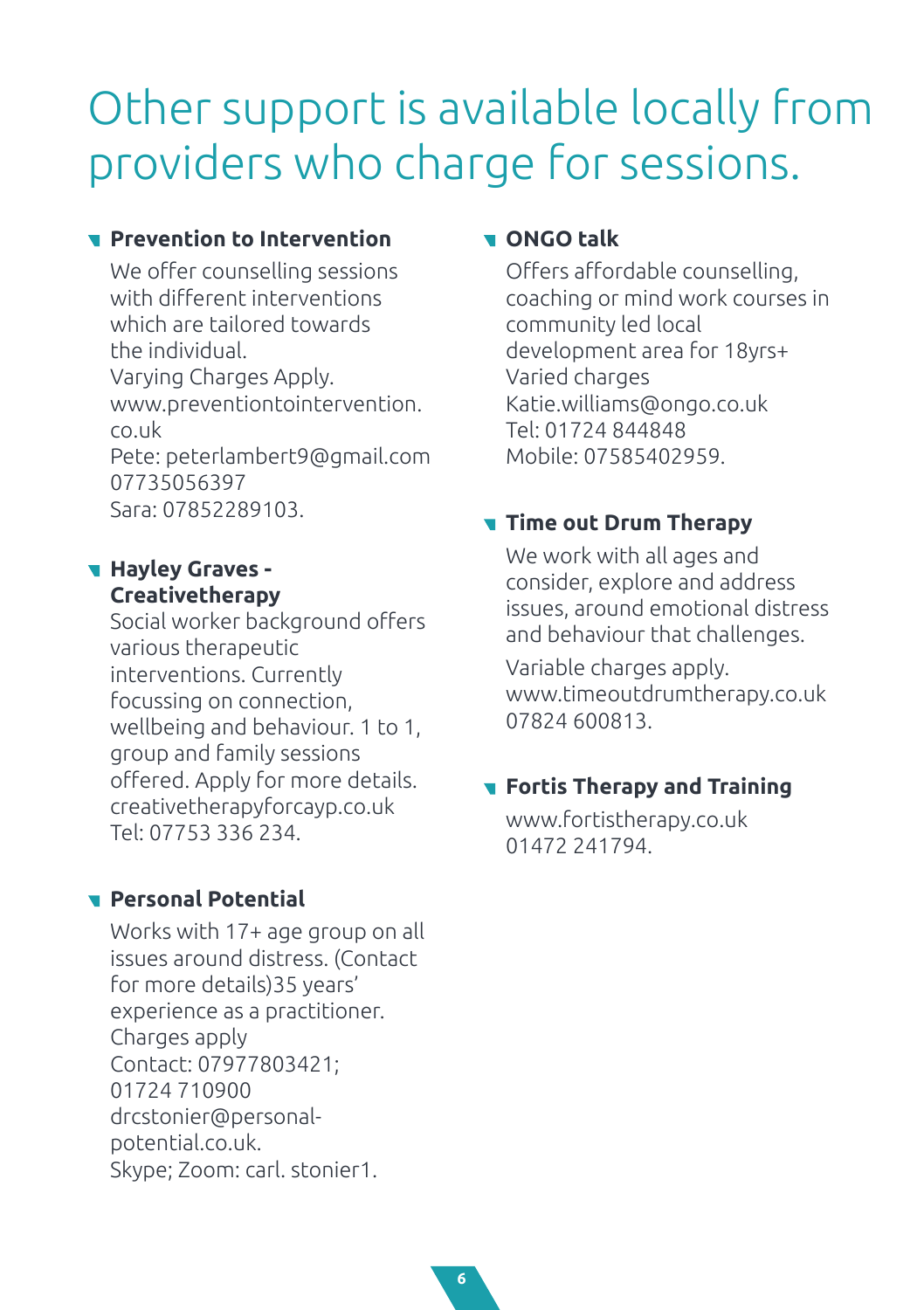# Other support is available locally from providers who charge for sessions.

### Prevention to Intervention

We offer counselling sessions with different interventions which are tailored towards the individual.
Varying Charges Apply.
www.preventiontointervention.co.uk
Pete: peterlambert9@gmail.com
07735056397
Sara: 07852289103.

### Hayley Graves - Creativetherapy

Social worker background offers various therapeutic interventions. Currently focussing on connection, wellbeing and behaviour. 1 to 1, group and family sessions offered. Apply for more details.
creativetherapyforcayp.co.uk
Tel: 07753 336 234.

### Personal Potential

Works with 17+ age group on all issues around distress. (Contact for more details)35 years' experience as a practitioner.
Charges apply
Contact: 07977803421;
01724 710900
drcstonier@personal-potential.co.uk.
Skype; Zoom: carl. stonier1.

### ONGO talk

Offers affordable counselling, coaching or mind work courses in community led local development area for 18yrs+
Varied charges
Katie.williams@ongo.co.uk
Tel: 01724 844848
Mobile: 07585402959.

### Time out Drum Therapy

We work with all ages and consider, explore and address issues, around emotional distress and behaviour that challenges.

Variable charges apply.
www.timeoutdrumtherapy.co.uk
07824 600813.

### Fortis Therapy and Training

www.fortistherapy.co.uk
01472 241794.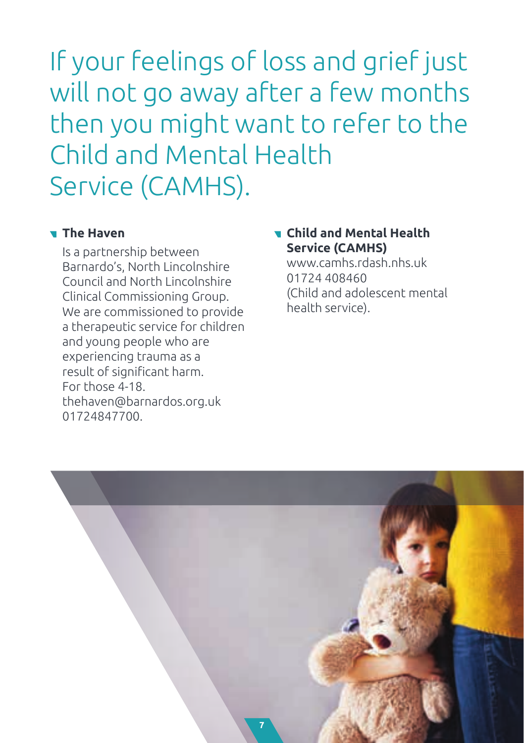# If your feelings of loss and grief just will not go away after a few months then you might want to refer to the Child and Mental Health Service (CAMHS).

- **The Haven**

  Is a partnership between Barnardo's, North Lincolnshire Council and North Lincolnshire Clinical Commissioning Group. We are commissioned to provide a therapeutic service for children and young people who are experiencing trauma as a result of significant harm. For those 4-18.
  thehaven@barnardos.org.uk
  01724847700.

- **Child and Mental Health Service (CAMHS)**

  www.camhs.rdash.nhs.uk
  01724 408460
  (Child and adolescent mental health service).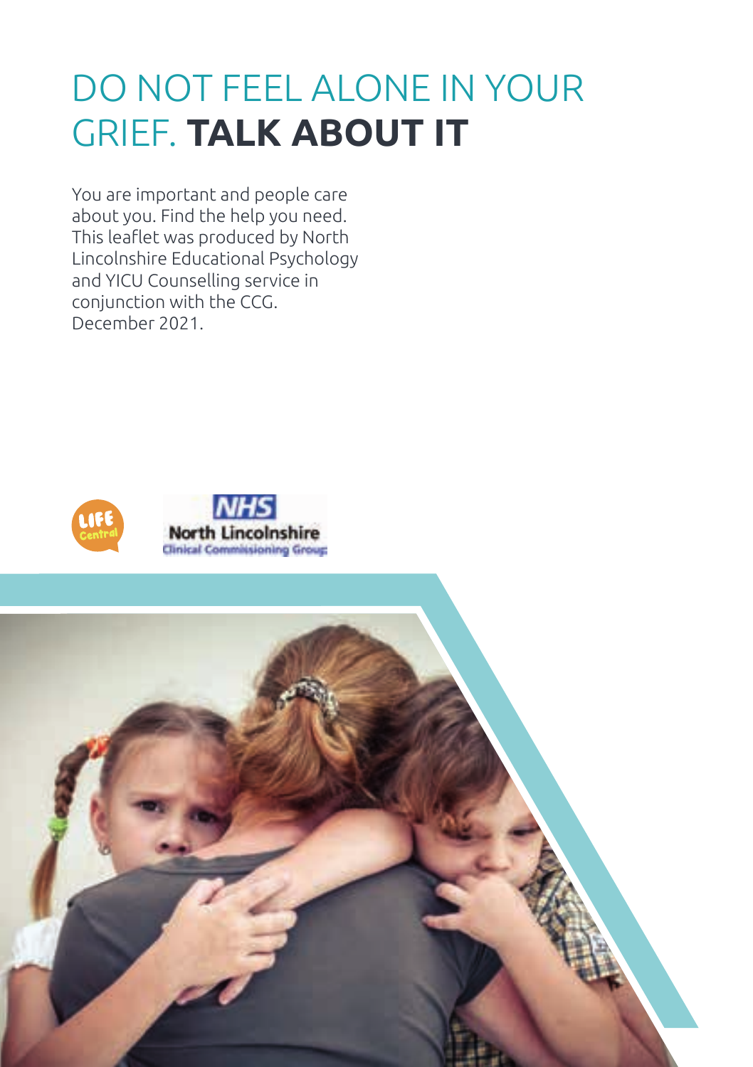# DO NOT FEEL ALONE IN YOUR GRIEF. **TALK ABOUT IT**

You are important and people care about you. Find the help you need. This leaflet was produced by North Lincolnshire Educational Psychology and YICU Counselling service in conjunction with the CCG. December 2021.